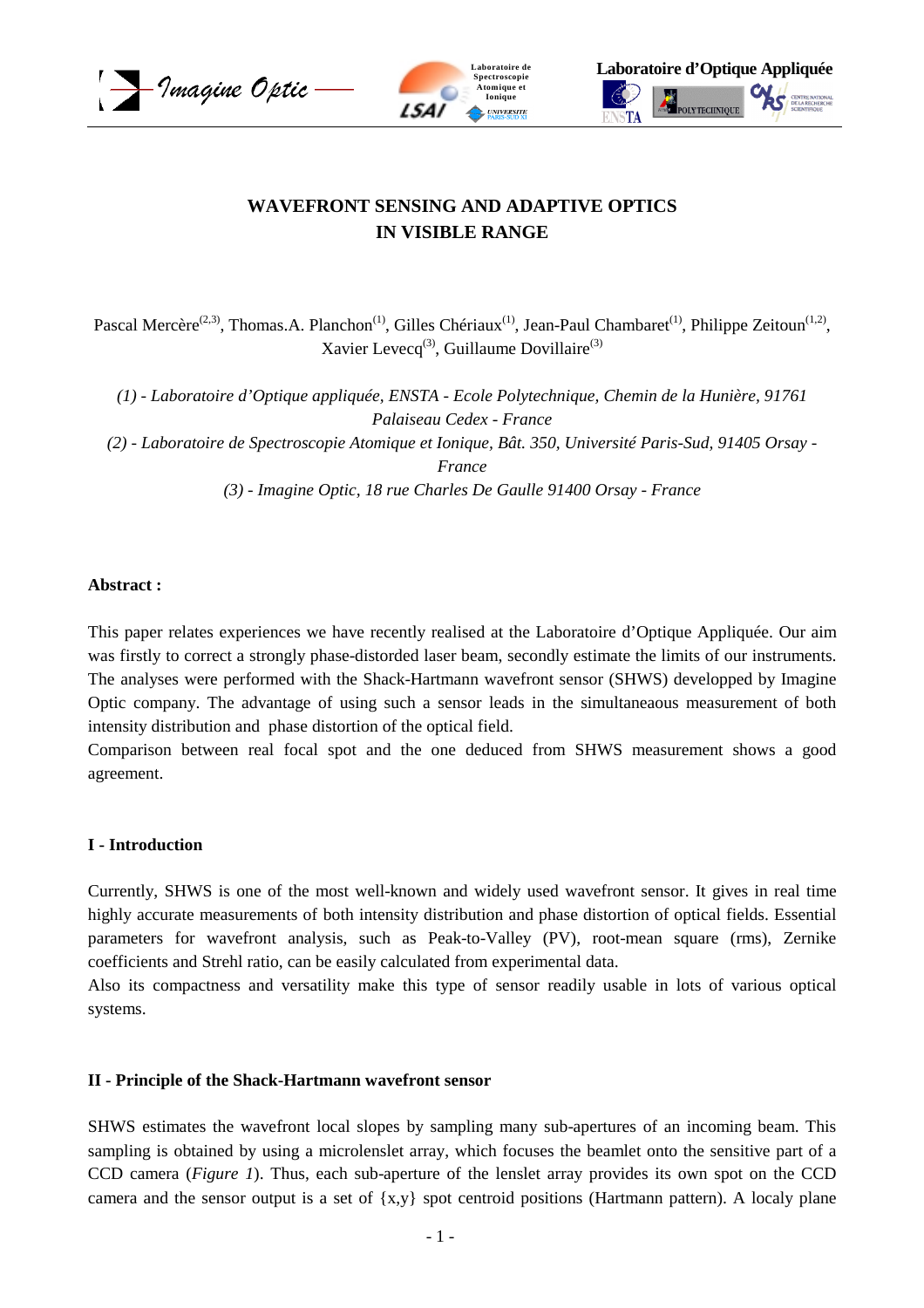# WAVEFRONT SENSING AND ADAPTIVE OPTICS IN VISIBLE RANGE

Pascal Mercère[2,3], Thomas.A. Planchon[1], Gilles Chériaux[1], Jean-Paul Chambaret[1], Philippe Zeitoun[1,2], Xavier Levecq[3], Guillaume Dovillaire[3]

*(1) - Laboratoire d'Optique appliquée, ENSTA - Ecole Polytechnique, Chemin de la Hunière, 91761 Palaiseau Cedex - France*

*(2) - Laboratoire de Spectroscopie Atomique et Ionique, Bât. 350, Université Paris-Sud, 91405 Orsay - France*

*(3) - Imagine Optic, 18 rue Charles De Gaulle 91400 Orsay - France*

**Abstract :**

This paper relates experiences we have recently realised at the Laboratoire d'Optique Appliquée. Our aim was firstly to correct a strongly phase-distorded laser beam, secondly estimate the limits of our instruments. The analyses were performed with the Shack-Hartmann wavefront sensor (SHWS) developped by Imagine Optic company. The advantage of using such a sensor leads in the simultaneous measurement of both intensity distribution and phase distortion of the optical field.

Comparison between real focal spot and the one deduced from SHWS measurement shows a good agreement.

## I - Introduction

Currently, SHWS is one of the most well-known and widely used wavefront sensor. It gives in real time highly accurate measurements of both intensity distribution and phase distortion of optical fields. Essential parameters for wavefront analysis, such as Peak-to-Valley (PV), root-mean square (rms), Zernike coefficients and Strehl ratio, can be easily calculated from experimental data.

Also its compactness and versatility make this type of sensor readily usable in lots of various optical systems.

## II - Principle of the Shack-Hartmann wavefront sensor

SHWS estimates the wavefront local slopes by sampling many sub-apertures of an incoming beam. This sampling is obtained by using a microlenslet array, which focuses the beamlet onto the sensitive part of a CCD camera (*Figure 1*). Thus, each sub-aperture of the lenslet array provides its own spot on the CCD camera and the sensor output is a set of {x,y} spot centroid positions (Hartmann pattern). A localy plane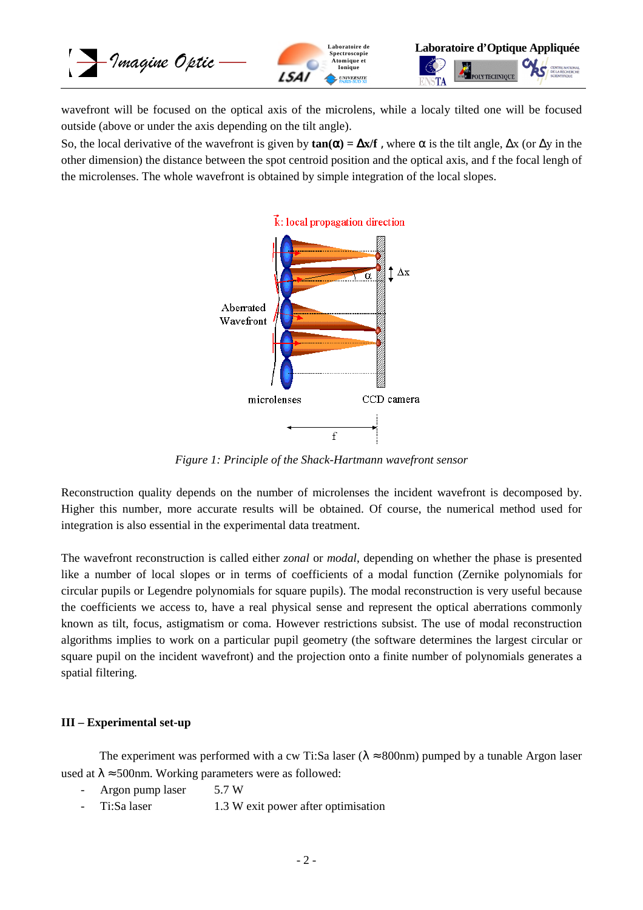wavefront will be focused on the optical axis of the microlens, while a localy tilted one will be focused outside (above or under the axis depending on the tilt angle).

So, the local derivative of the wavefront is given by **$\tan(\alpha) = \Delta x/f$** , where $\alpha$ is the tilt angle, $\Delta x$ (or $\Delta y$ in the other dimension) the distance between the spot centroid position and the optical axis, and f the focal lengh of the microlenses. The whole wavefront is obtained by simple integration of the local slopes.

*Figure 1: Principle of the Shack-Hartmann wavefront sensor*

Reconstruction quality depends on the number of microlenses the incident wavefront is decomposed by. Higher this number, more accurate results will be obtained. Of course, the numerical method used for integration is also essential in the experimental data treatment.

The wavefront reconstruction is called either *zonal* or *modal*, depending on whether the phase is presented like a number of local slopes or in terms of coefficients of a modal function (Zernike polynomials for circular pupils or Legendre polynomials for square pupils). The modal reconstruction is very useful because the coefficients we access to, have a real physical sense and represent the optical aberrations commonly known as tilt, focus, astigmatism or coma. However restrictions subsist. The use of modal reconstruction algorithms implies to work on a particular pupil geometry (the software determines the largest circular or square pupil on the incident wavefront) and the projection onto a finite number of polynomials generates a spatial filtering.

### III – Experimental set-up

The experiment was performed with a cw Ti:Sa laser ($\lambda \approx$800nm) pumped by a tunable Argon laser used at $\lambda \approx$500nm. Working parameters were as followed:

- Argon pump laser 5.7 W
- Ti:Sa laser 1.3 W exit power after optimisation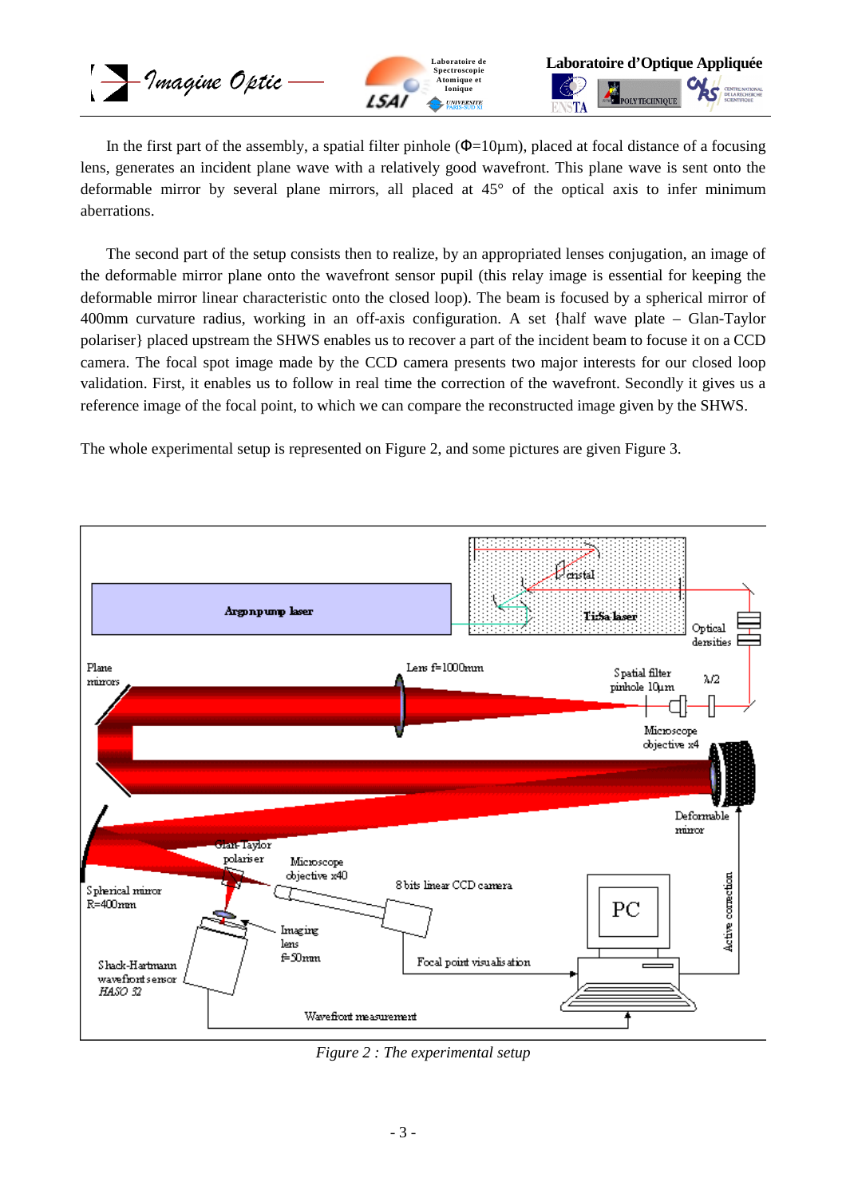In the first part of the assembly, a spatial filter pinhole (Φ=10µm), placed at focal distance of a focusing lens, generates an incident plane wave with a relatively good wavefront. This plane wave is sent onto the deformable mirror by several plane mirrors, all placed at 45° of the optical axis to infer minimum aberrations.

The second part of the setup consists then to realize, by an appropriated lenses conjugation, an image of the deformable mirror plane onto the wavefront sensor pupil (this relay image is essential for keeping the deformable mirror linear characteristic onto the closed loop). The beam is focused by a spherical mirror of 400mm curvature radius, working in an off-axis configuration. A set {half wave plate – Glan-Taylor polariser} placed upstream the SHWS enables us to recover a part of the incident beam to focuse it on a CCD camera. The focal spot image made by the CCD camera presents two major interests for our closed loop validation. First, it enables us to follow in real time the correction of the wavefront. Secondly it gives us a reference image of the focal point, to which we can compare the reconstructed image given by the SHWS.

The whole experimental setup is represented on Figure 2, and some pictures are given Figure 3.

*Figure 2 : The experimental setup*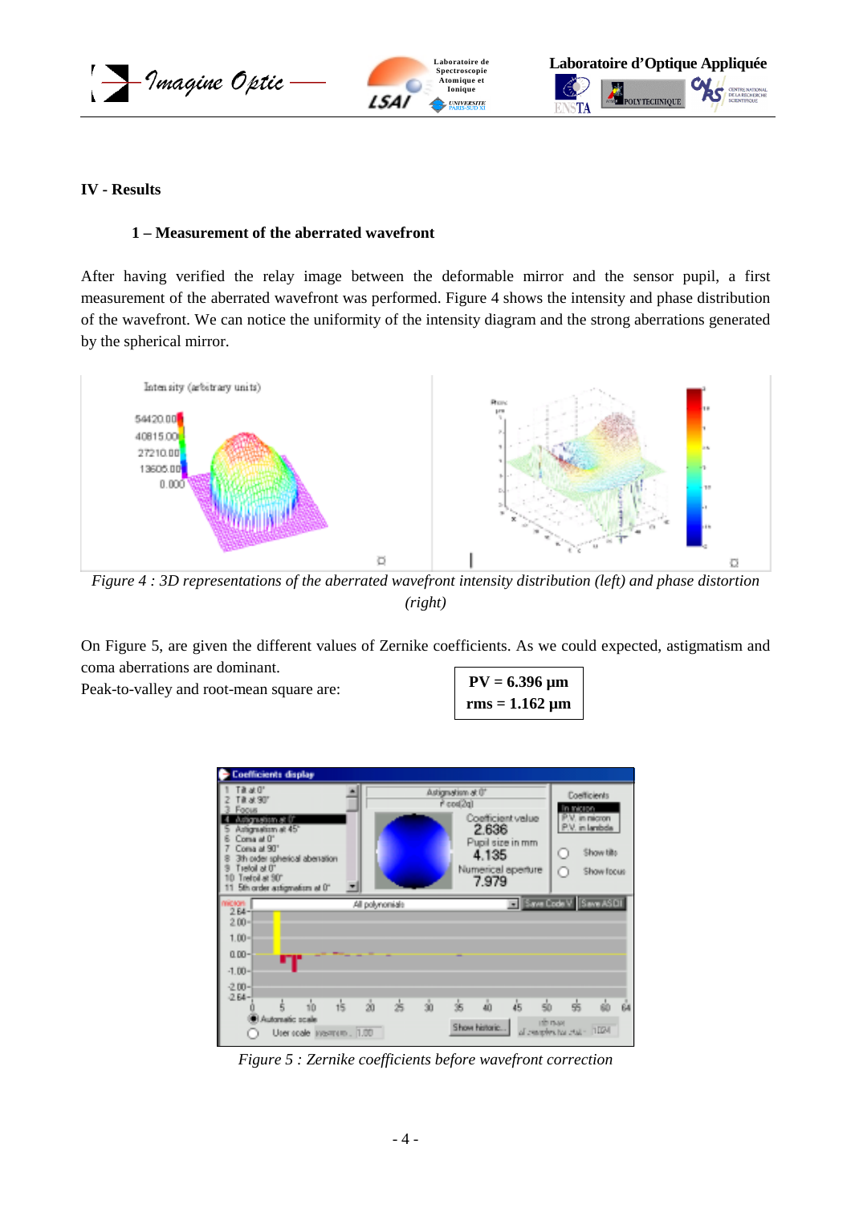## IV - Results

### 1 – Measurement of the aberrated wavefront

After having verified the relay image between the deformable mirror and the sensor pupil, a first measurement of the aberrated wavefront was performed. Figure 4 shows the intensity and phase distribution of the wavefront. We can notice the uniformity of the intensity diagram and the strong aberrations generated by the spherical mirror.

*Figure 4 : 3D representations of the aberrated wavefront intensity distribution (left) and phase distortion (right)*

On Figure 5, are given the different values of Zernike coefficients. As we could expected, astigmatism and coma aberrations are dominant.

Peak-to-valley and root-mean square are:

**PV = 6.396 µm**
**rms = 1.162 µm**

*Figure 5 : Zernike coefficients before wavefront correction*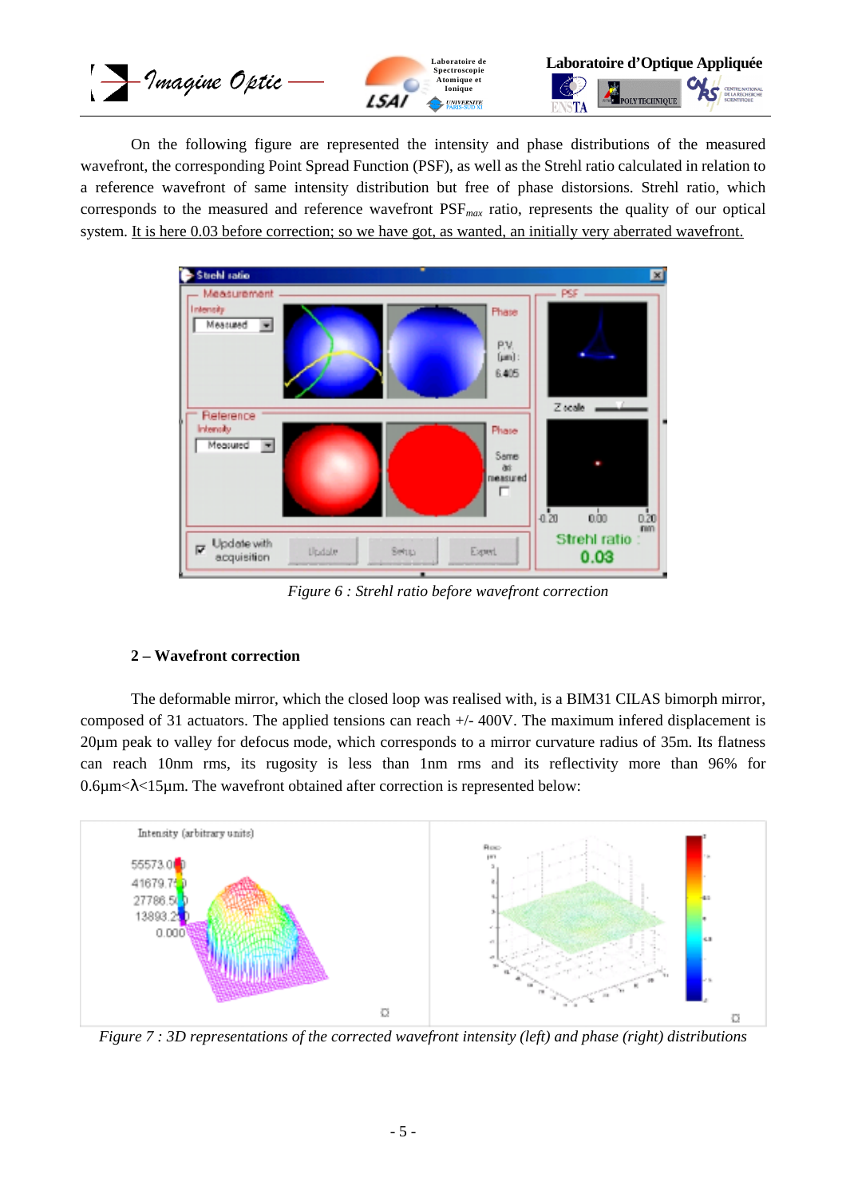On the following figure are represented the intensity and phase distributions of the measured wavefront, the corresponding Point Spread Function (PSF), as well as the Strehl ratio calculated in relation to a reference wavefront of same intensity distribution but free of phase distorsions. Strehl ratio, which corresponds to the measured and reference wavefront $PSF_{max}$ ratio, represents the quality of our optical system. <u>It is here 0.03 before correction; so we have got, as wanted, an initially very aberrated wavefront.</u>

*Figure 6 : Strehl ratio before wavefront correction*

**2 – Wavefront correction**

The deformable mirror, which the closed loop was realised with, is a BIM31 CILAS bimorph mirror, composed of 31 actuators. The applied tensions can reach +/- 400V. The maximum infered displacement is 20µm peak to valley for defocus mode, which corresponds to a mirror curvature radius of 35m. Its flatness can reach 10nm rms, its rugosity is less than 1nm rms and its reflectivity more than 96% for 0.6µm<λ<15µm. The wavefront obtained after correction is represented below:

*Figure 7 : 3D representations of the corrected wavefront intensity (left) and phase (right) distributions*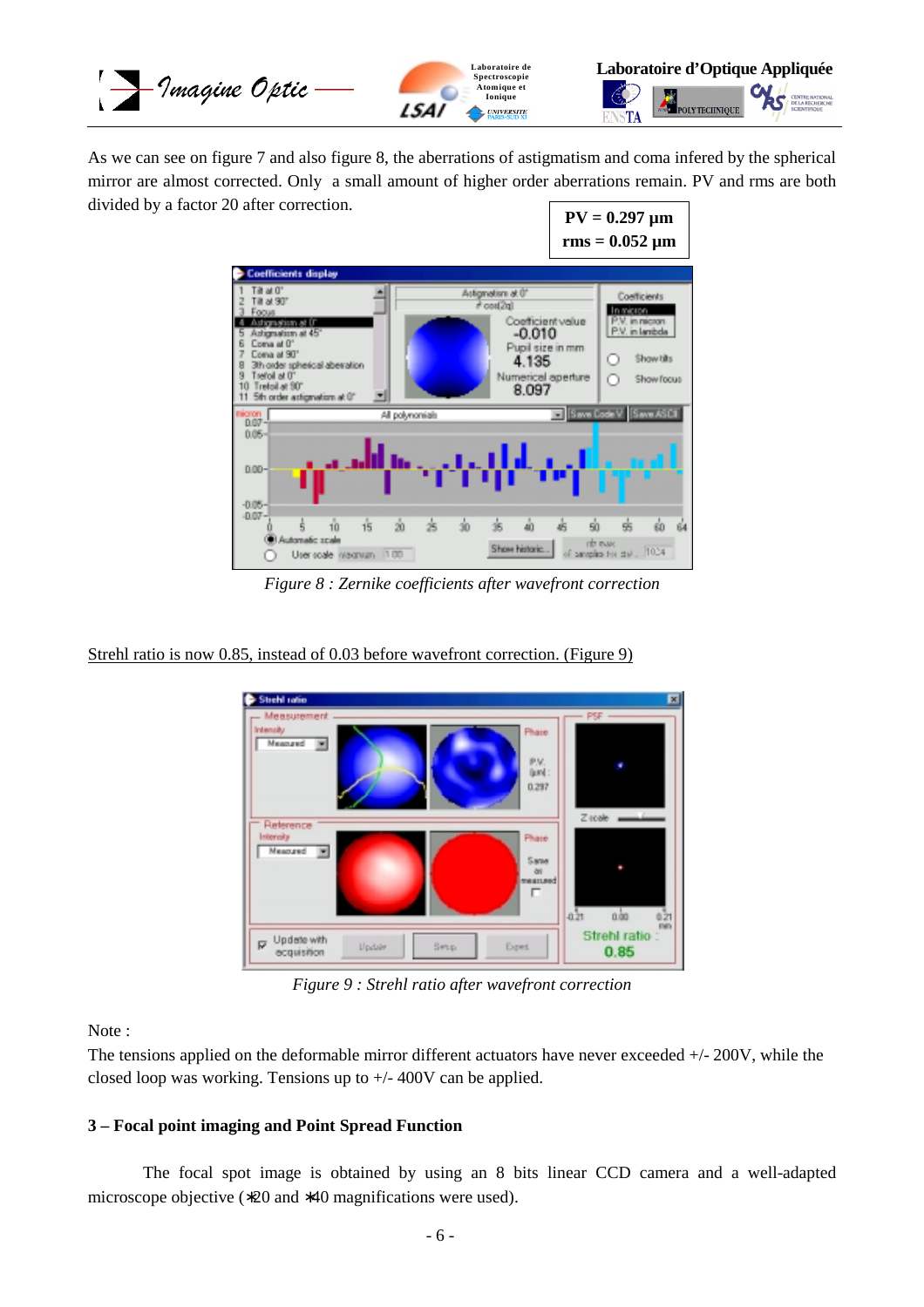As we can see on figure 7 and also figure 8, the aberrations of astigmatism and coma infered by the spherical mirror are almost corrected. Only a small amount of higher order aberrations remain. PV and rms are both divided by a factor 20 after correction.

**PV = 0.297 µm**
**rms = 0.052 µm**

*Figure 8 : Zernike coefficients after wavefront correction*

Strehl ratio is now 0.85, instead of 0.03 before wavefront correction. (Figure 9)

*Figure 9 : Strehl ratio after wavefront correction*

Note :
The tensions applied on the deformable mirror different actuators have never exceeded +/- 200V, while the closed loop was working. Tensions up to +/- 400V can be applied.

**3 – Focal point imaging and Point Spread Function**

The focal spot image is obtained by using an 8 bits linear CCD camera and a well-adapted microscope objective (∗20 and ∗40 magnifications were used).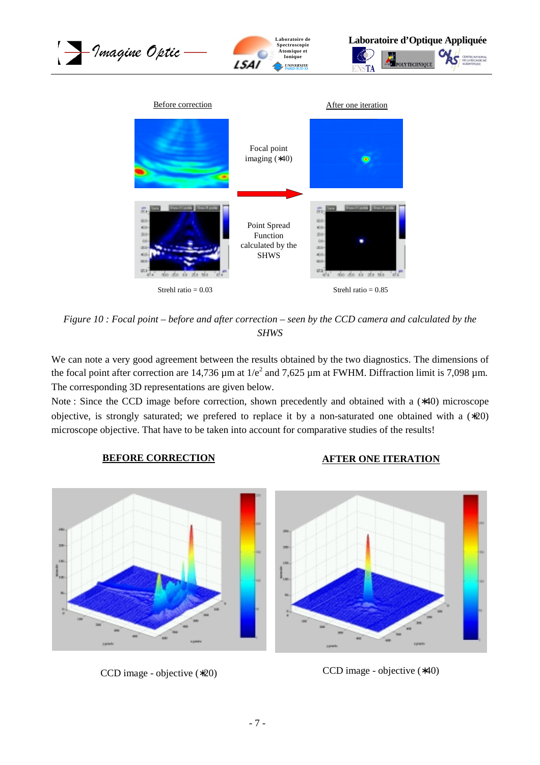Before correction

After one iteration

Focal point imaging (∗40)

Point Spread Function calculated by the SHWS

Strehl ratio = 0.03

Strehl ratio = 0.85

*Figure 10 : Focal point – before and after correction – seen by the CCD camera and calculated by the SHWS*

We can note a very good agreement between the results obtained by the two diagnostics. The dimensions of the focal point after correction are 14,736 µm at $1/e^2$ and 7,625 µm at FWHM. Diffraction limit is 7,098 µm. The corresponding 3D representations are given below.

Note : Since the CCD image before correction, shown precedently and obtained with a (∗40) microscope objective, is strongly saturated; we prefered to replace it by a non-saturated one obtained with a (∗20) microscope objective. That have to be taken into account for comparative studies of the results!

**BEFORE CORRECTION**

**AFTER ONE ITERATION**

CCD image - objective (∗20)

CCD image - objective (∗40)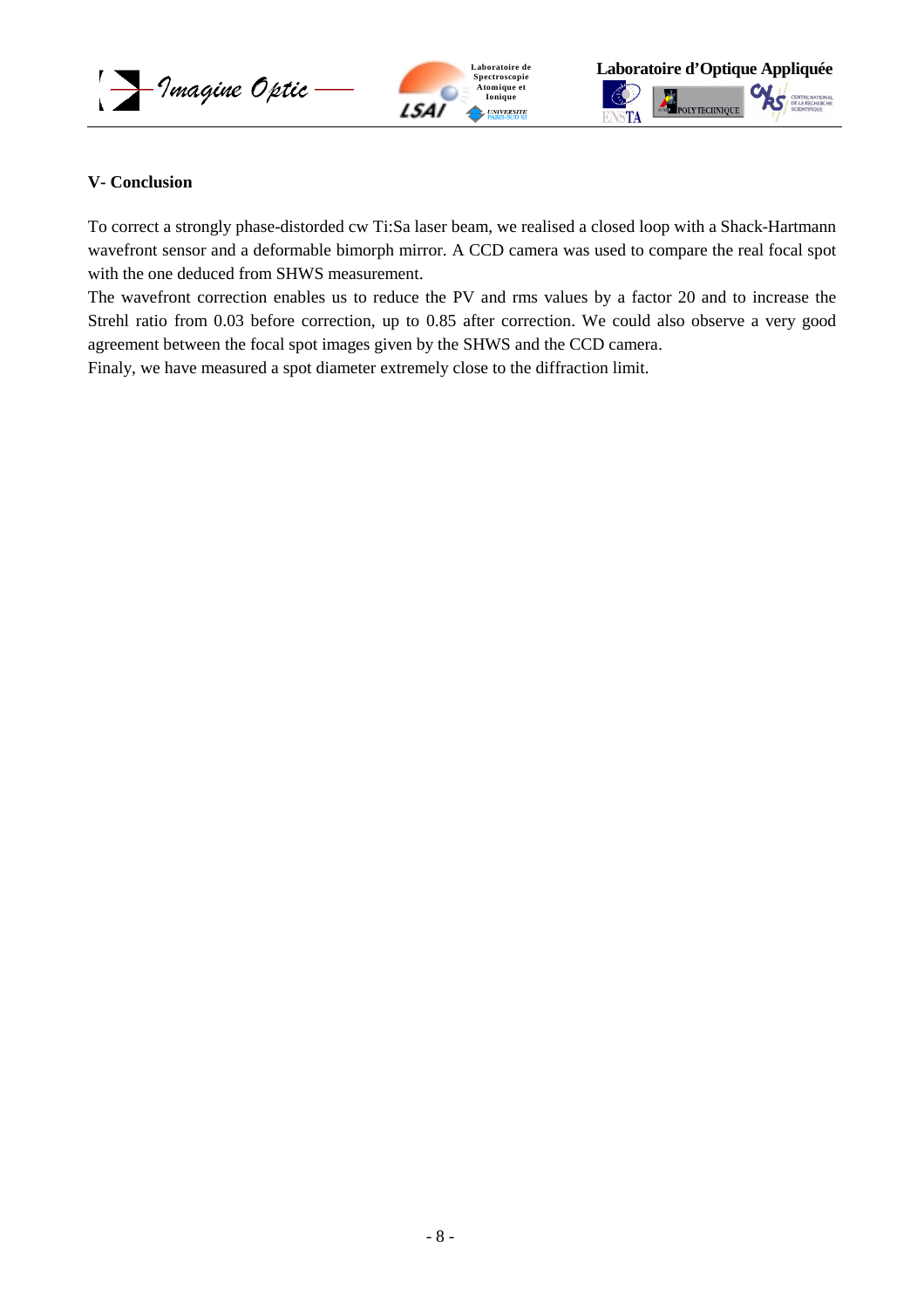**V- Conclusion**

To correct a strongly phase-distorded cw Ti:Sa laser beam, we realised a closed loop with a Shack-Hartmann wavefront sensor and a deformable bimorph mirror. A CCD camera was used to compare the real focal spot with the one deduced from SHWS measurement.

The wavefront correction enables us to reduce the PV and rms values by a factor 20 and to increase the Strehl ratio from 0.03 before correction, up to 0.85 after correction. We could also observe a very good agreement between the focal spot images given by the SHWS and the CCD camera.

Finaly, we have measured a spot diameter extremely close to the diffraction limit.